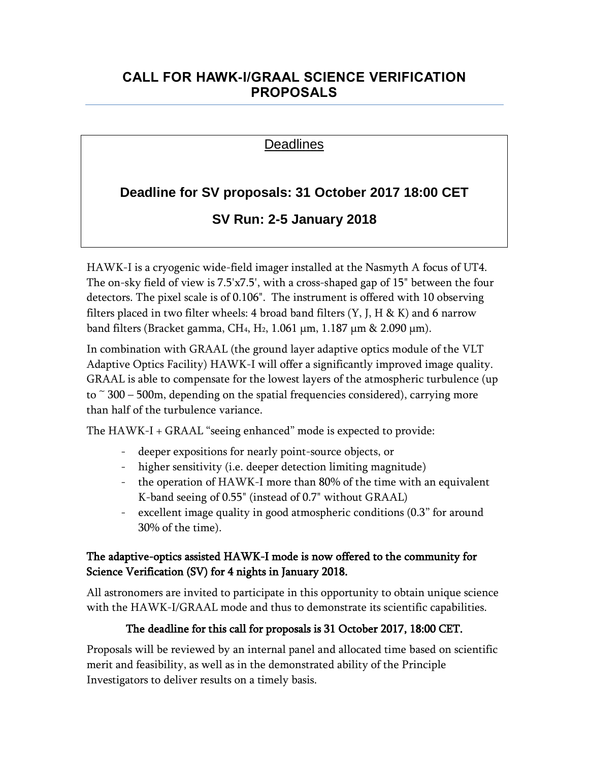# CALL FOR HAWK-I/GRAAL SCIENCE VERIFICATION PROPOSALS

## Deadlines

**Deadline for SV proposals: 31 October 2017 18:00 CET**

**SV Run: 2-5 January 2018**

HAWK-I is a cryogenic wide-field imager installed at the Nasmyth A focus of UT4. The on-sky field of view is 7.5'x7.5', with a cross-shaped gap of 15" between the four detectors. The pixel scale is of 0.106". The instrument is offered with 10 observing filters placed in two filter wheels: 4 broad band filters (Y, J, H & K) and 6 narrow band filters (Bracket gamma, $CH_4$, $H_2$, 1.061 µm, 1.187 µm & 2.090 µm).

In combination with GRAAL (the ground layer adaptive optics module of the VLT Adaptive Optics Facility) HAWK-I will offer a significantly improved image quality. GRAAL is able to compensate for the lowest layers of the atmospheric turbulence (up to ~ 300 – 500m, depending on the spatial frequencies considered), carrying more than half of the turbulence variance.

The HAWK-I + GRAAL "seeing enhanced" mode is expected to provide:

- deeper expositions for nearly point-source objects, or
- higher sensitivity (i.e. deeper detection limiting magnitude)
- the operation of HAWK-I more than 80% of the time with an equivalent K-band seeing of 0.55" (instead of 0.7" without GRAAL)
- excellent image quality in good atmospheric conditions (0.3" for around 30% of the time).

**The adaptive-optics assisted HAWK-I mode is now offered to the community for Science Verification (SV) for 4 nights in January 2018.**

All astronomers are invited to participate in this opportunity to obtain unique science with the HAWK-I/GRAAL mode and thus to demonstrate its scientific capabilities.

**The deadline for this call for proposals is 31 October 2017, 18:00 CET.**

Proposals will be reviewed by an internal panel and allocated time based on scientific merit and feasibility, as well as in the demonstrated ability of the Principle Investigators to deliver results on a timely basis.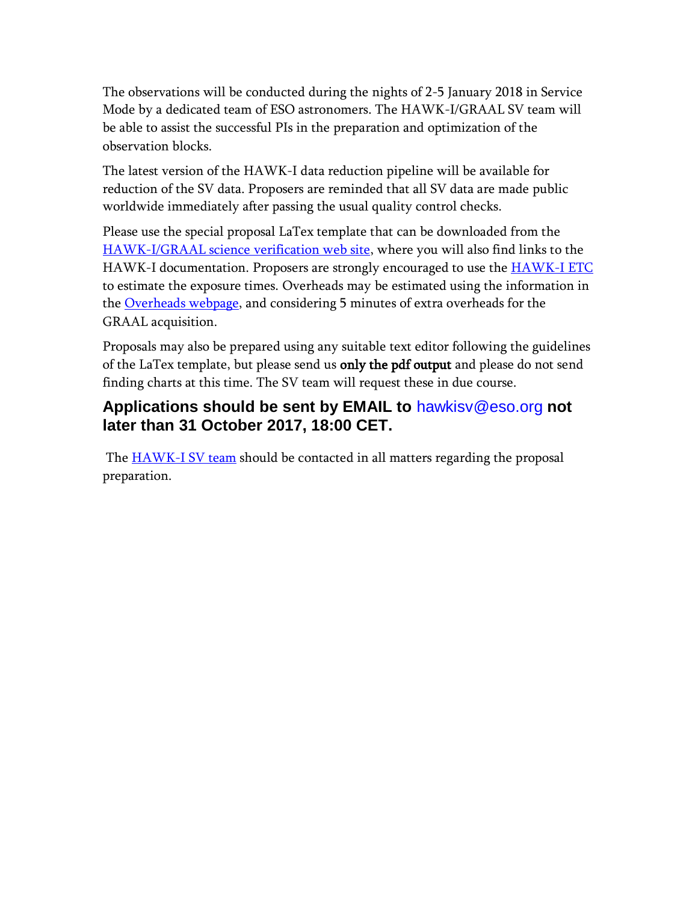The observations will be conducted during the nights of 2-5 January 2018 in Service Mode by a dedicated team of ESO astronomers. The HAWK-I/GRAAL SV team will be able to assist the successful PIs in the preparation and optimization of the observation blocks.

The latest version of the HAWK-I data reduction pipeline will be available for reduction of the SV data. Proposers are reminded that all SV data are made public worldwide immediately after passing the usual quality control checks.

Please use the special proposal LaTex template that can be downloaded from the HAWK-I/GRAAL science verification web site, where you will also find links to the HAWK-I documentation. Proposers are strongly encouraged to use the HAWK-I ETC to estimate the exposure times. Overheads may be estimated using the information in the Overheads webpage, and considering 5 minutes of extra overheads for the GRAAL acquisition.

Proposals may also be prepared using any suitable text editor following the guidelines of the LaTex template, but please send us **only the pdf output** and please do not send finding charts at this time. The SV team will request these in due course.

### Applications should be sent by EMAIL to hawkisv@eso.org not later than 31 October 2017, 18:00 CET.

The HAWK-I SV team should be contacted in all matters regarding the proposal preparation.